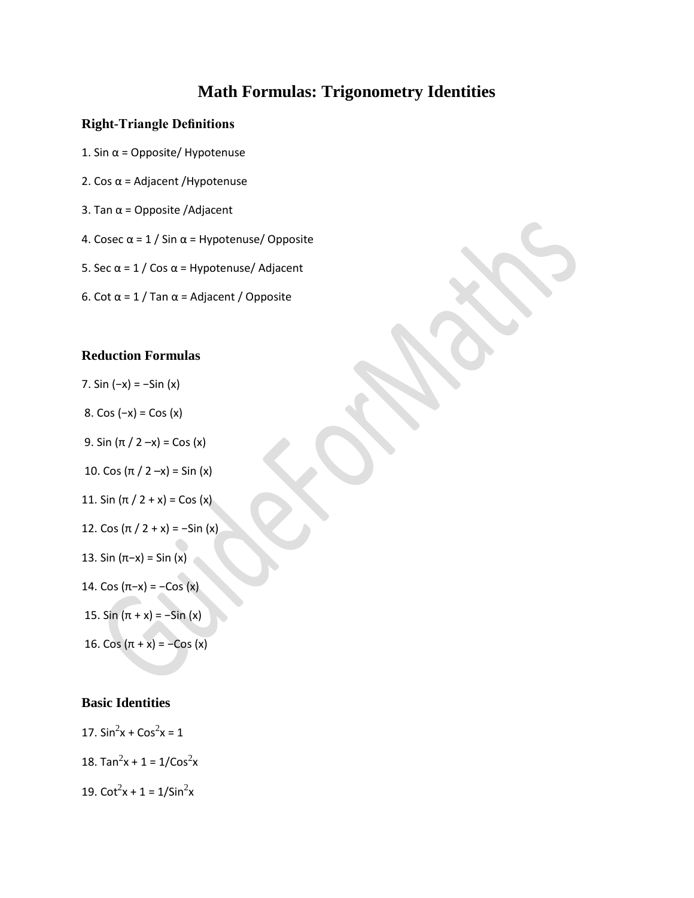# Math Formulas: Trigonometry Identities

## Right-Triangle Definitions

1. $\sin \alpha$ = Opposite/ Hypotenuse

2. $\cos \alpha$ = Adjacent /Hypotenuse

3. $\tan \alpha$ = Opposite /Adjacent

4. $\text{Cosec } \alpha = 1 / \sin \alpha$ = Hypotenuse/ Opposite

5. $\sec \alpha = 1 / \cos \alpha$ = Hypotenuse/ Adjacent

6. $\cot \alpha = 1 / \tan \alpha$ = Adjacent / Opposite

## Reduction Formulas

7. $\sin(-x) = -\sin(x)$

8. $\cos(-x) = \cos(x)$

9. $\sin(\pi / 2 - x) = \cos(x)$

10. $\cos(\pi / 2 - x) = \sin(x)$

11. $\sin(\pi / 2 + x) = \cos(x)$

12. $\cos(\pi / 2 + x) = -\sin(x)$

13. $\sin(\pi - x) = \sin(x)$

14. $\cos(\pi - x) = -\cos(x)$

15. $\sin(\pi + x) = -\sin(x)$

16. $\cos(\pi + x) = -\cos(x)$

## Basic Identities

17. $\sin^2 x + \cos^2 x = 1$

18. $\tan^2 x + 1 = 1/\cos^2 x$

19. $\cot^2 x + 1 = 1/\sin^2 x$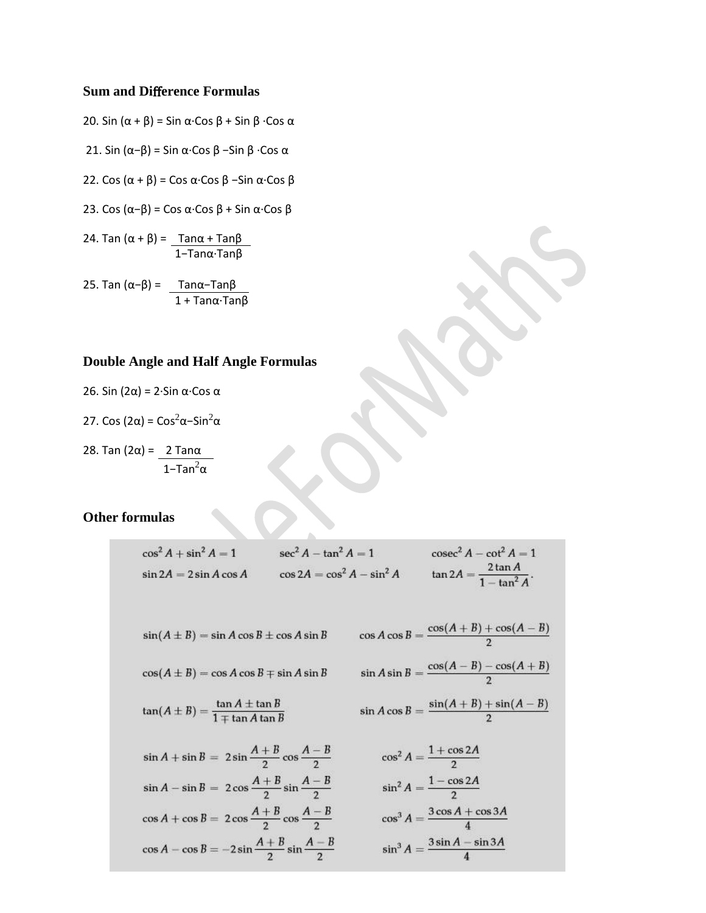## Sum and Difference Formulas

20. $\text{Sin}(\alpha + \beta) = \text{Sin}\,\alpha \cdot \text{Cos}\,\beta + \text{Sin}\,\beta \cdot \text{Cos}\,\alpha$

21. $\text{Sin}(\alpha - \beta) = \text{Sin}\,\alpha \cdot \text{Cos}\,\beta - \text{Sin}\,\beta \cdot \text{Cos}\,\alpha$

22. $\text{Cos}(\alpha + \beta) = \text{Cos}\,\alpha \cdot \text{Cos}\,\beta - \text{Sin}\,\alpha \cdot \text{Cos}\,\beta$

23. $\text{Cos}(\alpha - \beta) = \text{Cos}\,\alpha \cdot \text{Cos}\,\beta + \text{Sin}\,\alpha \cdot \text{Cos}\,\beta$

24. $\text{Tan}(\alpha + \beta) = \dfrac{\text{Tan}\alpha + \text{Tan}\beta}{1 - \text{Tan}\alpha \cdot \text{Tan}\beta}$

25. $\text{Tan}(\alpha - \beta) = \dfrac{\text{Tan}\alpha - \text{Tan}\beta}{1 + \text{Tan}\alpha \cdot \text{Tan}\beta}$

## Double Angle and Half Angle Formulas

26. $\text{Sin}(2\alpha) = 2 \cdot \text{Sin}\,\alpha \cdot \text{Cos}\,\alpha$

27. $\text{Cos}(2\alpha) = \text{Cos}^2\alpha - \text{Sin}^2\alpha$

28. $\text{Tan}(2\alpha) = \dfrac{2\,\text{Tan}\alpha}{1 - \text{Tan}^2\alpha}$

## Other formulas

$$\cos^2 A + \sin^2 A = 1 \qquad \sec^2 A - \tan^2 A = 1 \qquad \text{cosec}^2 A - \cot^2 A = 1$$

$$\sin 2A = 2 \sin A \cos A \qquad \cos 2A = \cos^2 A - \sin^2 A \qquad \tan 2A = \frac{2 \tan A}{1 - \tan^2 A}.$$

$$\sin(A \pm B) = \sin A \cos B \pm \cos A \sin B$$

$$\cos A \cos B = \frac{\cos(A+B) + \cos(A-B)}{2}$$

$$\cos(A \pm B) = \cos A \cos B \mp \sin A \sin B$$

$$\sin A \sin B = \frac{\cos(A-B) - \cos(A+B)}{2}$$

$$\tan(A \pm B) = \frac{\tan A \pm \tan B}{1 \mp \tan A \tan B}$$

$$\sin A \cos B = \frac{\sin(A+B) + \sin(A-B)}{2}$$

$$\sin A + \sin B = 2 \sin \frac{A+B}{2} \cos \frac{A-B}{2}$$

$$\cos^2 A = \frac{1 + \cos 2A}{2}$$

$$\sin A - \sin B = 2 \cos \frac{A+B}{2} \sin \frac{A-B}{2}$$

$$\sin^2 A = \frac{1 - \cos 2A}{2}$$

$$\cos A + \cos B = 2 \cos \frac{A+B}{2} \cos \frac{A-B}{2}$$

$$\cos^3 A = \frac{3 \cos A + \cos 3A}{4}$$

$$\cos A - \cos B = -2 \sin \frac{A+B}{2} \sin \frac{A-B}{2}$$

$$\sin^3 A = \frac{3 \sin A - \sin 3A}{4}$$